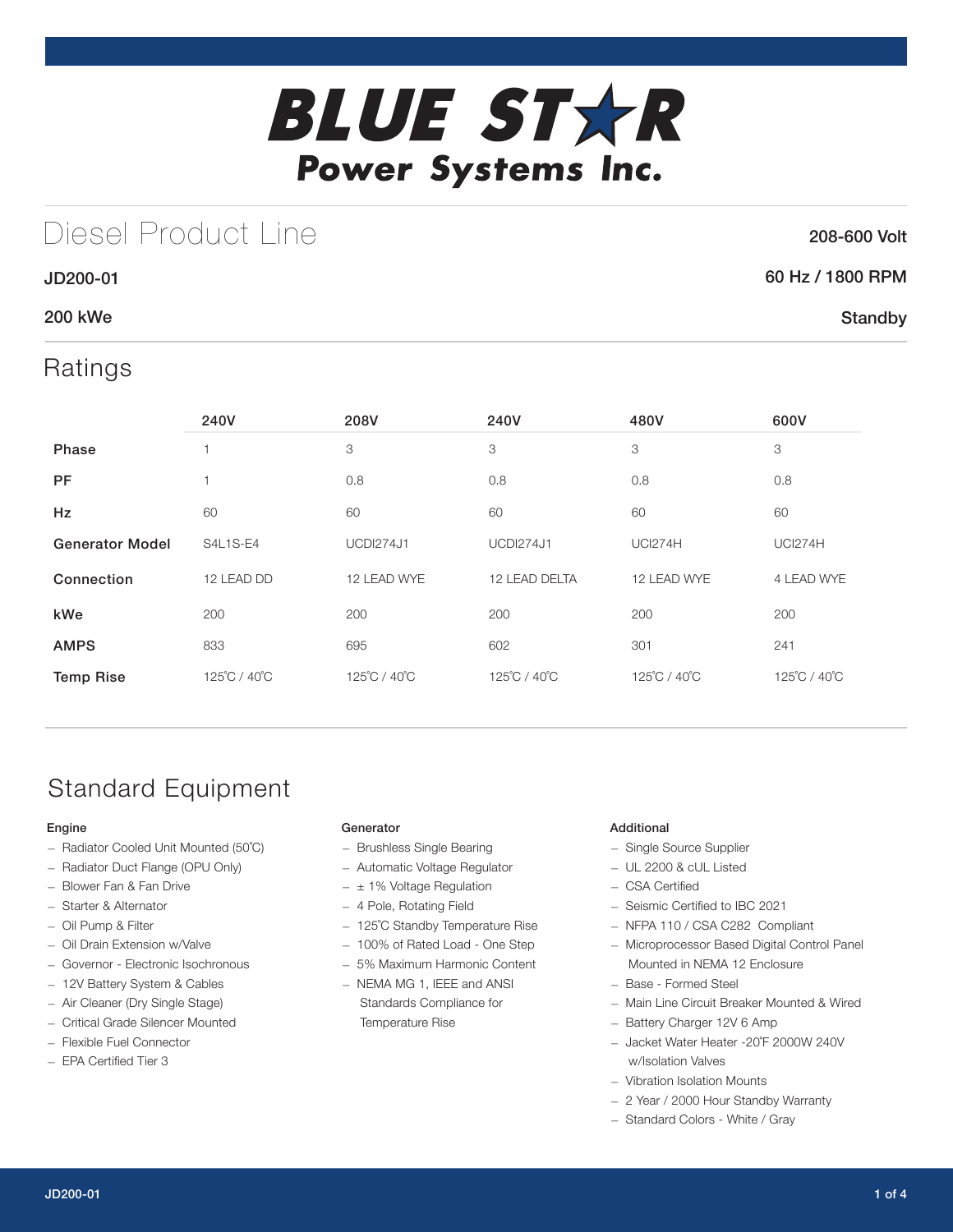# BLUE STAR Power Systems Inc.

## Diesel Product Line

**JD200-01** — 208-600 Volt

**200 kWe** — 60 Hz / 1800 RPM

Standby

## Ratings

| | 240V | 208V | 240V | 480V | 600V |
|---|---|---|---|---|---|
| **Phase** | 1 | 3 | 3 | 3 | 3 |
| **PF** | 1 | 0.8 | 0.8 | 0.8 | 0.8 |
| **Hz** | 60 | 60 | 60 | 60 | 60 |
| **Generator Model** | S4L1S-E4 | UCDI274J1 | UCDI274J1 | UCI274H | UCI274H |
| **Connection** | 12 LEAD DD | 12 LEAD WYE | 12 LEAD DELTA | 12 LEAD WYE | 4 LEAD WYE |
| **kWe** | 200 | 200 | 200 | 200 | 200 |
| **AMPS** | 833 | 695 | 602 | 301 | 241 |
| **Temp Rise** | 125˚C / 40˚C | 125˚C / 40˚C | 125˚C / 40˚C | 125˚C / 40˚C | 125˚C / 40˚C |

## Standard Equipment

### Engine

- Radiator Cooled Unit Mounted (50˚C)
- Radiator Duct Flange (OPU Only)
- Blower Fan & Fan Drive
- Starter & Alternator
- Oil Pump & Filter
- Oil Drain Extension w/Valve
- Governor - Electronic Isochronous
- 12V Battery System & Cables
- Air Cleaner (Dry Single Stage)
- Critical Grade Silencer Mounted
- Flexible Fuel Connector
- EPA Certified Tier 3

### Generator

- Brushless Single Bearing
- Automatic Voltage Regulator
- ± 1% Voltage Regulation
- 4 Pole, Rotating Field
- 125˚C Standby Temperature Rise
- 100% of Rated Load - One Step
- 5% Maximum Harmonic Content
- NEMA MG 1, IEEE and ANSI Standards Compliance for Temperature Rise

### Additional

- Single Source Supplier
- UL 2200 & cUL Listed
- CSA Certified
- Seismic Certified to IBC 2021
- NFPA 110 / CSA C282 Compliant
- Microprocessor Based Digital Control Panel Mounted in NEMA 12 Enclosure
- Base - Formed Steel
- Main Line Circuit Breaker Mounted & Wired
- Battery Charger 12V 6 Amp
- Jacket Water Heater -20˚F 2000W 240V w/Isolation Valves
- Vibration Isolation Mounts
- 2 Year / 2000 Hour Standby Warranty
- Standard Colors - White / Gray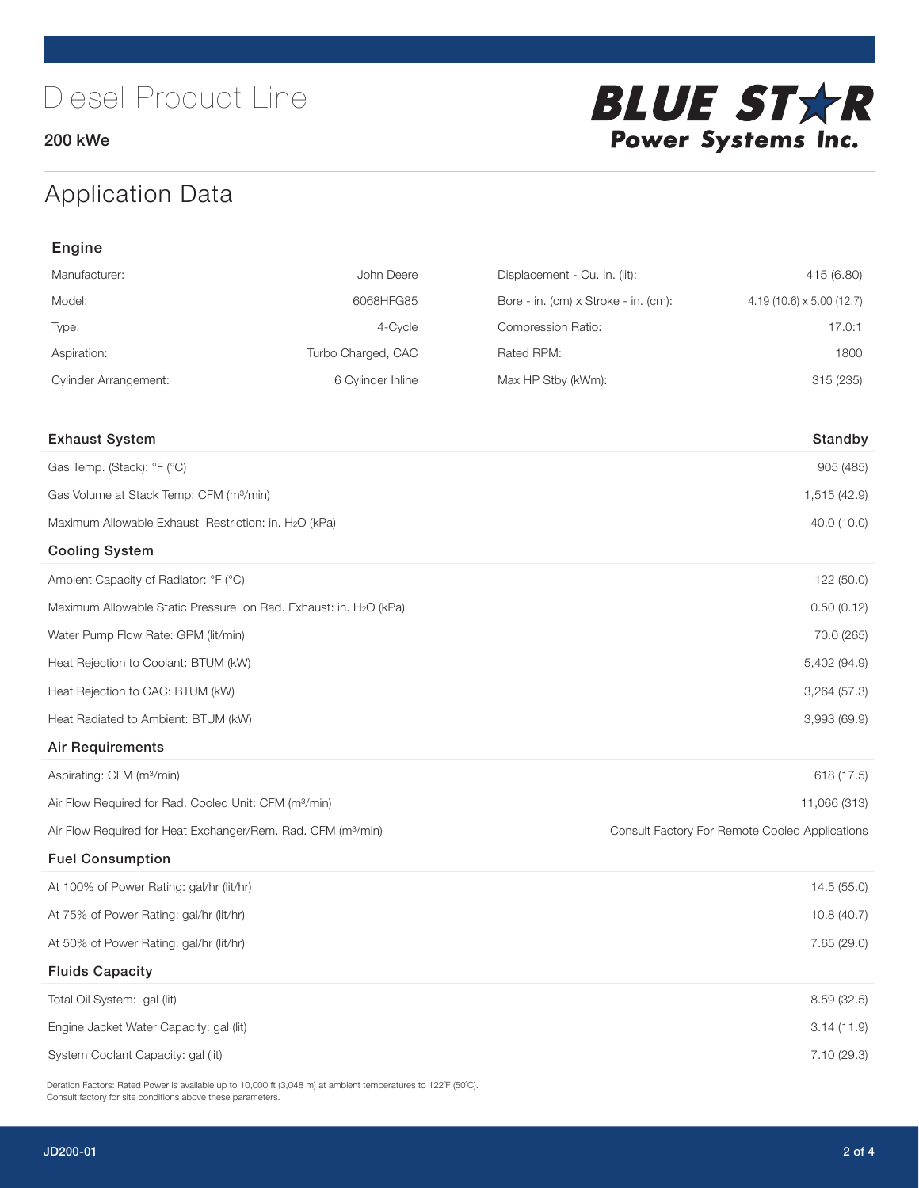# Diesel Product Line

200 kWe

BLUE STAR Power Systems Inc.

## Application Data

### Engine

| | | | |
|---|---|---|---|
| Manufacturer: | John Deere | Displacement - Cu. In. (lit): | 415 (6.80) |
| Model: | 6068HFG85 | Bore - in. (cm) x Stroke - in. (cm): | 4.19 (10.6) x 5.00 (12.7) |
| Type: | 4-Cycle | Compression Ratio: | 17.0:1 |
| Aspiration: | Turbo Charged, CAC | Rated RPM: | 1800 |
| Cylinder Arrangement: | 6 Cylinder Inline | Max HP Stby (kWm): | 315 (235) |

| Exhaust System | Standby |
|---|---|
| Gas Temp. (Stack): °F (°C) | 905 (485) |
| Gas Volume at Stack Temp: CFM (m³/min) | 1,515 (42.9) |
| Maximum Allowable Exhaust Restriction: in. $H_2O$ (kPa) | 40.0 (10.0) |
| **Cooling System** | |
| Ambient Capacity of Radiator: °F (°C) | 122 (50.0) |
| Maximum Allowable Static Pressure on Rad. Exhaust: in. $H_2O$ (kPa) | 0.50 (0.12) |
| Water Pump Flow Rate: GPM (lit/min) | 70.0 (265) |
| Heat Rejection to Coolant: BTUM (kW) | 5,402 (94.9) |
| Heat Rejection to CAC: BTUM (kW) | 3,264 (57.3) |
| Heat Radiated to Ambient: BTUM (kW) | 3,993 (69.9) |
| **Air Requirements** | |
| Aspirating: CFM (m³/min) | 618 (17.5) |
| Air Flow Required for Rad. Cooled Unit: CFM (m³/min) | 11,066 (313) |
| Air Flow Required for Heat Exchanger/Rem. Rad. CFM (m³/min) | Consult Factory For Remote Cooled Applications |
| **Fuel Consumption** | |
| At 100% of Power Rating: gal/hr (lit/hr) | 14.5 (55.0) |
| At 75% of Power Rating: gal/hr (lit/hr) | 10.8 (40.7) |
| At 50% of Power Rating: gal/hr (lit/hr) | 7.65 (29.0) |
| **Fluids Capacity** | |
| Total Oil System: gal (lit) | 8.59 (32.5) |
| Engine Jacket Water Capacity: gal (lit) | 3.14 (11.9) |
| System Coolant Capacity: gal (lit) | 7.10 (29.3) |

Deration Factors: Rated Power is available up to 10,000 ft (3,048 m) at ambient temperatures to 122°F (50°C). Consult factory for site conditions above these parameters.

JD200-01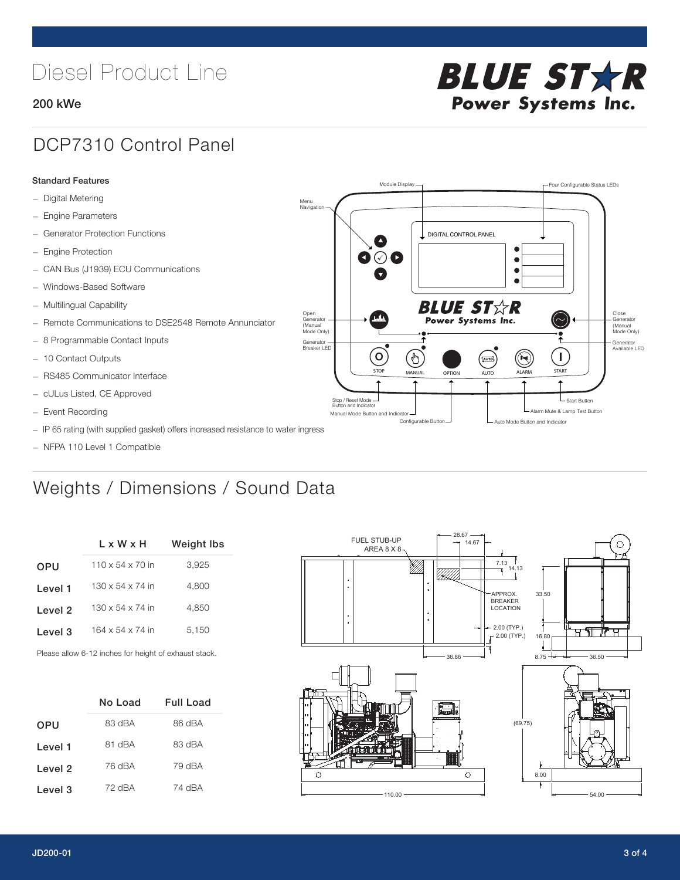# Diesel Product Line

**200 kWe**

## DCP7310 Control Panel

**Standard Features**

- Digital Metering
- Engine Parameters
- Generator Protection Functions
- Engine Protection
- CAN Bus (J1939) ECU Communications
- Windows-Based Software
- Multilingual Capability
- Remote Communications to DSE2548 Remote Annunciator
- 8 Programmable Contact Inputs
- 10 Contact Outputs
- RS485 Communicator Interface
- cULus Listed, CE Approved
- Event Recording
- IP 65 rating (with supplied gasket) offers increased resistance to water ingress
- NFPA 110 Level 1 Compatible

## Weights / Dimensions / Sound Data

| | L x W x H | Weight lbs |
|---|---|---|
| OPU | 110 x 54 x 70 in | 3,925 |
| Level 1 | 130 x 54 x 74 in | 4,800 |
| Level 2 | 130 x 54 x 74 in | 4,850 |
| Level 3 | 164 x 54 x 74 in | 5,150 |

Please allow 6-12 inches for height of exhaust stack.

| | No Load | Full Load |
|---|---|---|
| OPU | 83 dBA | 86 dBA |
| Level 1 | 81 dBA | 83 dBA |
| Level 2 | 76 dBA | 79 dBA |
| Level 3 | 72 dBA | 74 dBA |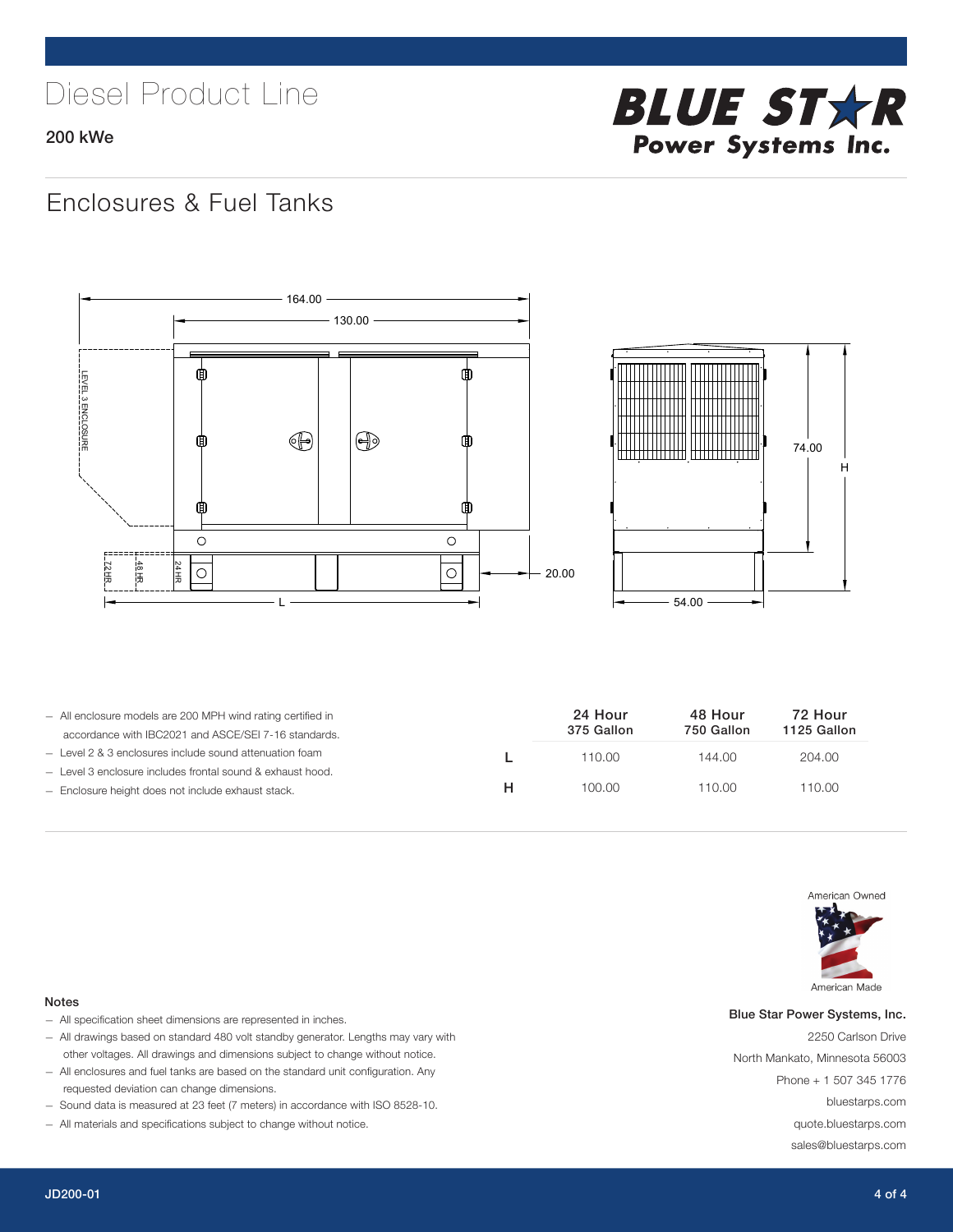# Diesel Product Line

200 kWe

BLUE STAR Power Systems Inc.

## Enclosures & Fuel Tanks

164.00

130.00

LEVEL 3 ENCLOSURE

72 HR
48 HR
24 HR

20.00

L

74.00

H

54.00

- All enclosure models are 200 MPH wind rating certified in accordance with IBC2021 and ASCE/SEI 7-16 standards.
- Level 2 & 3 enclosures include sound attenuation foam
- Level 3 enclosure includes frontal sound & exhaust hood.
- Enclosure height does not include exhaust stack.

| | 24 Hour 375 Gallon | 48 Hour 750 Gallon | 72 Hour 1125 Gallon |
|---|---|---|---|
| L | 110.00 | 144.00 | 204.00 |
| H | 100.00 | 110.00 | 110.00 |

American Owned

American Made

### Notes

- All specification sheet dimensions are represented in inches.
- All drawings based on standard 480 volt standby generator. Lengths may vary with other voltages. All drawings and dimensions subject to change without notice.
- All enclosures and fuel tanks are based on the standard unit configuration. Any requested deviation can change dimensions.
- Sound data is measured at 23 feet (7 meters) in accordance with ISO 8528-10.
- All materials and specifications subject to change without notice.

**Blue Star Power Systems, Inc.**
2250 Carlson Drive
North Mankato, Minnesota 56003
Phone + 1 507 345 1776
bluestarps.com
quote.bluestarps.com
sales@bluestarps.com

JD200-01